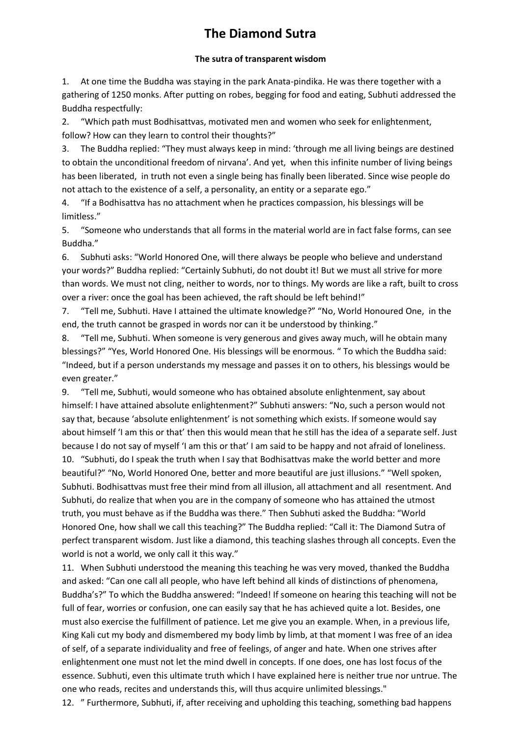# The Diamond Sutra

**The sutra of transparent wisdom**

1. At one time the Buddha was staying in the park Anata-pindika. He was there together with a gathering of 1250 monks. After putting on robes, begging for food and eating, Subhuti addressed the Buddha respectfully:

2. "Which path must Bodhisattvas, motivated men and women who seek for enlightenment, follow? How can they learn to control their thoughts?"

3. The Buddha replied: "They must always keep in mind: 'through me all living beings are destined to obtain the unconditional freedom of nirvana'. And yet, when this infinite number of living beings has been liberated, in truth not even a single being has finally been liberated. Since wise people do not attach to the existence of a self, a personality, an entity or a separate ego."

4. "If a Bodhisattva has no attachment when he practices compassion, his blessings will be limitless."

5. "Someone who understands that all forms in the material world are in fact false forms, can see Buddha."

6. Subhuti asks: "World Honored One, will there always be people who believe and understand your words?" Buddha replied: "Certainly Subhuti, do not doubt it! But we must all strive for more than words. We must not cling, neither to words, nor to things. My words are like a raft, built to cross over a river: once the goal has been achieved, the raft should be left behind!"

7. "Tell me, Subhuti. Have I attained the ultimate knowledge?" "No, World Honoured One, in the end, the truth cannot be grasped in words nor can it be understood by thinking."

8. "Tell me, Subhuti. When someone is very generous and gives away much, will he obtain many blessings?" "Yes, World Honored One. His blessings will be enormous. " To which the Buddha said: "Indeed, but if a person understands my message and passes it on to others, his blessings would be even greater."

9. "Tell me, Subhuti, would someone who has obtained absolute enlightenment, say about himself: I have attained absolute enlightenment?" Subhuti answers: "No, such a person would not say that, because 'absolute enlightenment' is not something which exists. If someone would say about himself 'I am this or that' then this would mean that he still has the idea of a separate self. Just because I do not say of myself 'I am this or that' I am said to be happy and not afraid of loneliness.

10. "Subhuti, do I speak the truth when I say that Bodhisattvas make the world better and more beautiful?" "No, World Honored One, better and more beautiful are just illusions." "Well spoken, Subhuti. Bodhisattvas must free their mind from all illusion, all attachment and all resentment. And Subhuti, do realize that when you are in the company of someone who has attained the utmost truth, you must behave as if the Buddha was there." Then Subhuti asked the Buddha: "World Honored One, how shall we call this teaching?" The Buddha replied: "Call it: The Diamond Sutra of perfect transparent wisdom. Just like a diamond, this teaching slashes through all concepts. Even the world is not a world, we only call it this way."

11. When Subhuti understood the meaning this teaching he was very moved, thanked the Buddha and asked: "Can one call all people, who have left behind all kinds of distinctions of phenomena, Buddha's?" To which the Buddha answered: "Indeed! If someone on hearing this teaching will not be full of fear, worries or confusion, one can easily say that he has achieved quite a lot. Besides, one must also exercise the fulfillment of patience. Let me give you an example. When, in a previous life, King Kali cut my body and dismembered my body limb by limb, at that moment I was free of an idea of self, of a separate individuality and free of feelings, of anger and hate. When one strives after enlightenment one must not let the mind dwell in concepts. If one does, one has lost focus of the essence. Subhuti, even this ultimate truth which I have explained here is neither true nor untrue. The one who reads, recites and understands this, will thus acquire unlimited blessings."

12. " Furthermore, Subhuti, if, after receiving and upholding this teaching, something bad happens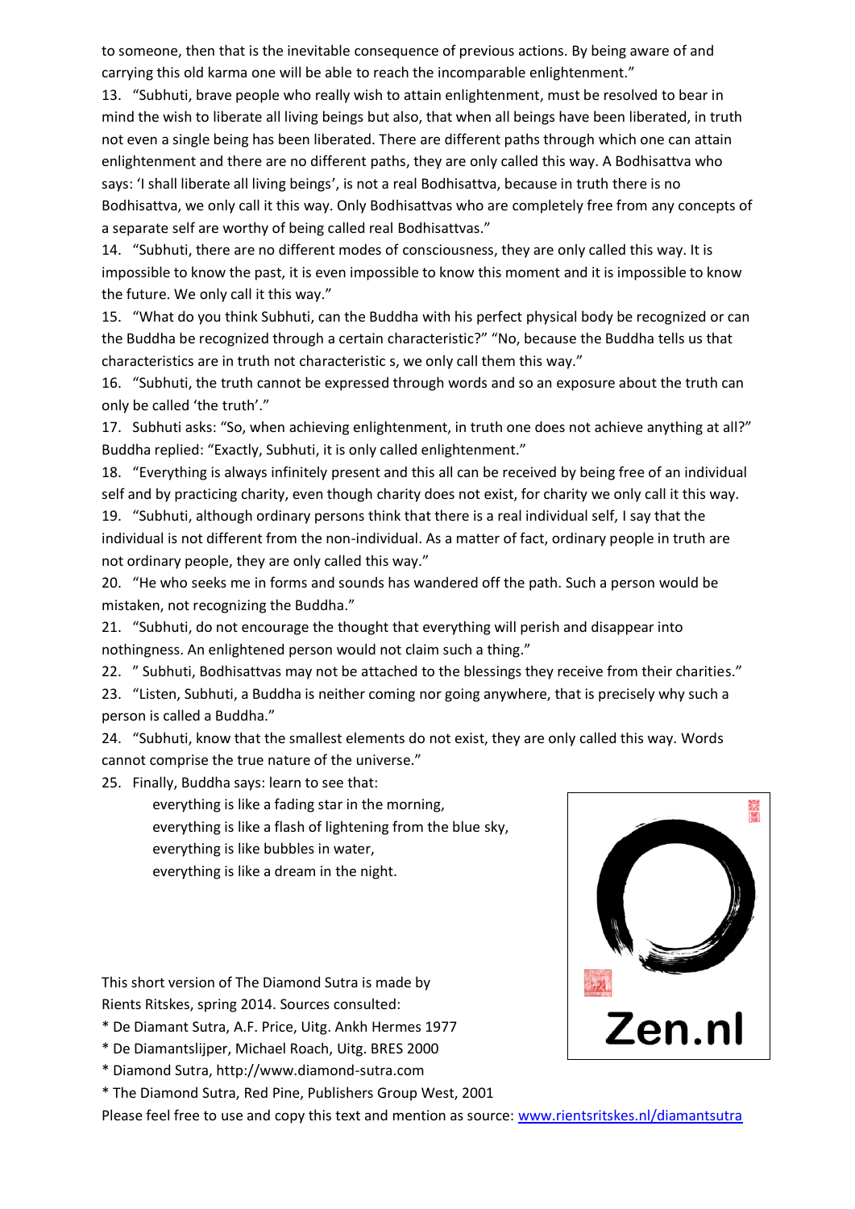to someone, then that is the inevitable consequence of previous actions. By being aware of and carrying this old karma one will be able to reach the incomparable enlightenment."

13. "Subhuti, brave people who really wish to attain enlightenment, must be resolved to bear in mind the wish to liberate all living beings but also, that when all beings have been liberated, in truth not even a single being has been liberated. There are different paths through which one can attain enlightenment and there are no different paths, they are only called this way. A Bodhisattva who says: 'I shall liberate all living beings', is not a real Bodhisattva, because in truth there is no Bodhisattva, we only call it this way. Only Bodhisattvas who are completely free from any concepts of a separate self are worthy of being called real Bodhisattvas."
14. "Subhuti, there are no different modes of consciousness, they are only called this way. It is impossible to know the past, it is even impossible to know this moment and it is impossible to know the future. We only call it this way."
15. "What do you think Subhuti, can the Buddha with his perfect physical body be recognized or can the Buddha be recognized through a certain characteristic?" "No, because the Buddha tells us that characteristics are in truth not characteristic s, we only call them this way."
16. "Subhuti, the truth cannot be expressed through words and so an exposure about the truth can only be called 'the truth'."
17. Subhuti asks: "So, when achieving enlightenment, in truth one does not achieve anything at all?" Buddha replied: "Exactly, Subhuti, it is only called enlightenment."
18. "Everything is always infinitely present and this all can be received by being free of an individual self and by practicing charity, even though charity does not exist, for charity we only call it this way.
19. "Subhuti, although ordinary persons think that there is a real individual self, I say that the individual is not different from the non-individual. As a matter of fact, ordinary people in truth are not ordinary people, they are only called this way."
20. "He who seeks me in forms and sounds has wandered off the path. Such a person would be mistaken, not recognizing the Buddha."
21. "Subhuti, do not encourage the thought that everything will perish and disappear into nothingness. An enlightened person would not claim such a thing."
22. " Subhuti, Bodhisattvas may not be attached to the blessings they receive from their charities."
23. "Listen, Subhuti, a Buddha is neither coming nor going anywhere, that is precisely why such a person is called a Buddha."
24. "Subhuti, know that the smallest elements do not exist, they are only called this way. Words cannot comprise the true nature of the universe."
25. Finally, Buddha says: learn to see that:

    everything is like a fading star in the morning,
    everything is like a flash of lightening from the blue sky,
    everything is like bubbles in water,
    everything is like a dream in the night.

Zen.nl

This short version of The Diamond Sutra is made by Rients Ritskes, spring 2014. Sources consulted:

* De Diamant Sutra, A.F. Price, Uitg. Ankh Hermes 1977
* De Diamantslijper, Michael Roach, Uitg. BRES 2000
* Diamond Sutra, http://www.diamond-sutra.com
* The Diamond Sutra, Red Pine, Publishers Group West, 2001

Please feel free to use and copy this text and mention as source: [www.rientsritskes.nl/diamantsutra](http://www.rientsritskes.nl/diamantsutra)